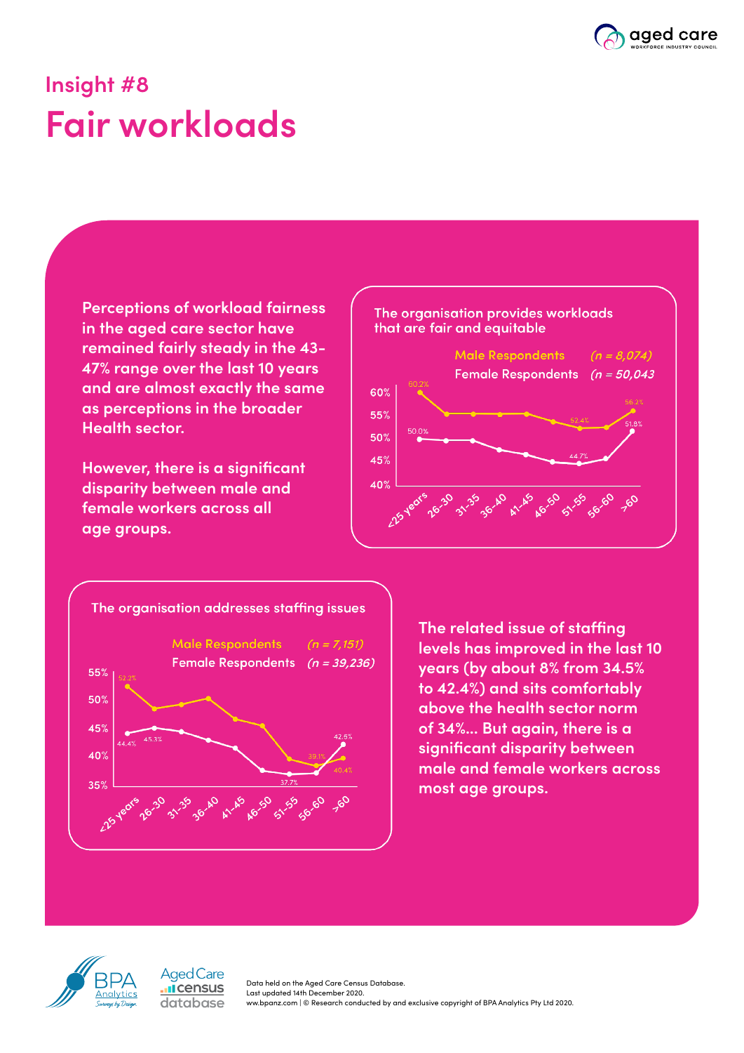aged care
WORKFORCE INDUSTRY COUNCIL

## Insight #8

# Fair workloads

**Perceptions of workload fairness in the aged care sector have remained fairly steady in the 43-47% range over the last 10 years and are almost exactly the same as perceptions in the broader Health sector.**

**However, there is a significant disparity between male and female workers across all age groups.**

The organisation provides workloads that are fair and equitable

Male Respondents *(n = 8,074)*
Female Respondents *(n = 50,043)*

| Age group | Male | Female |
|---|---|---|
| <25 years | 60.2% | 50.0% |
| 51-55 | 52.4% | 44.7% |
| >60 | 56.2% | 51.8% |

The organisation addresses staffing issues

Male Respondents *(n = 7,151)*
Female Respondents *(n = 39,236)*

| Age group | Male | Female |
|---|---|---|
| <25 years | 52.2% | 44.4% |
| 26-30 | | 45.3% |
| 51-55 | | 37.7% |
| 56-60 | 39.1% | |
| >60 | 40.4% | 42.6% |

**The related issue of staffing levels has improved in the last 10 years (by about 8% from 34.5% to 42.4%) and sits comfortably above the health sector norm of 34%... But again, there is a significant disparity between male and female workers across most age groups.**

BPA Analytics *Surveys by Design*

Aged Care census database

Data held on the Aged Care Census Database.
Last updated 14th December 2020.
ww.bpanz.com | © Research conducted by and exclusive copyright of BPA Analytics Pty Ltd 2020.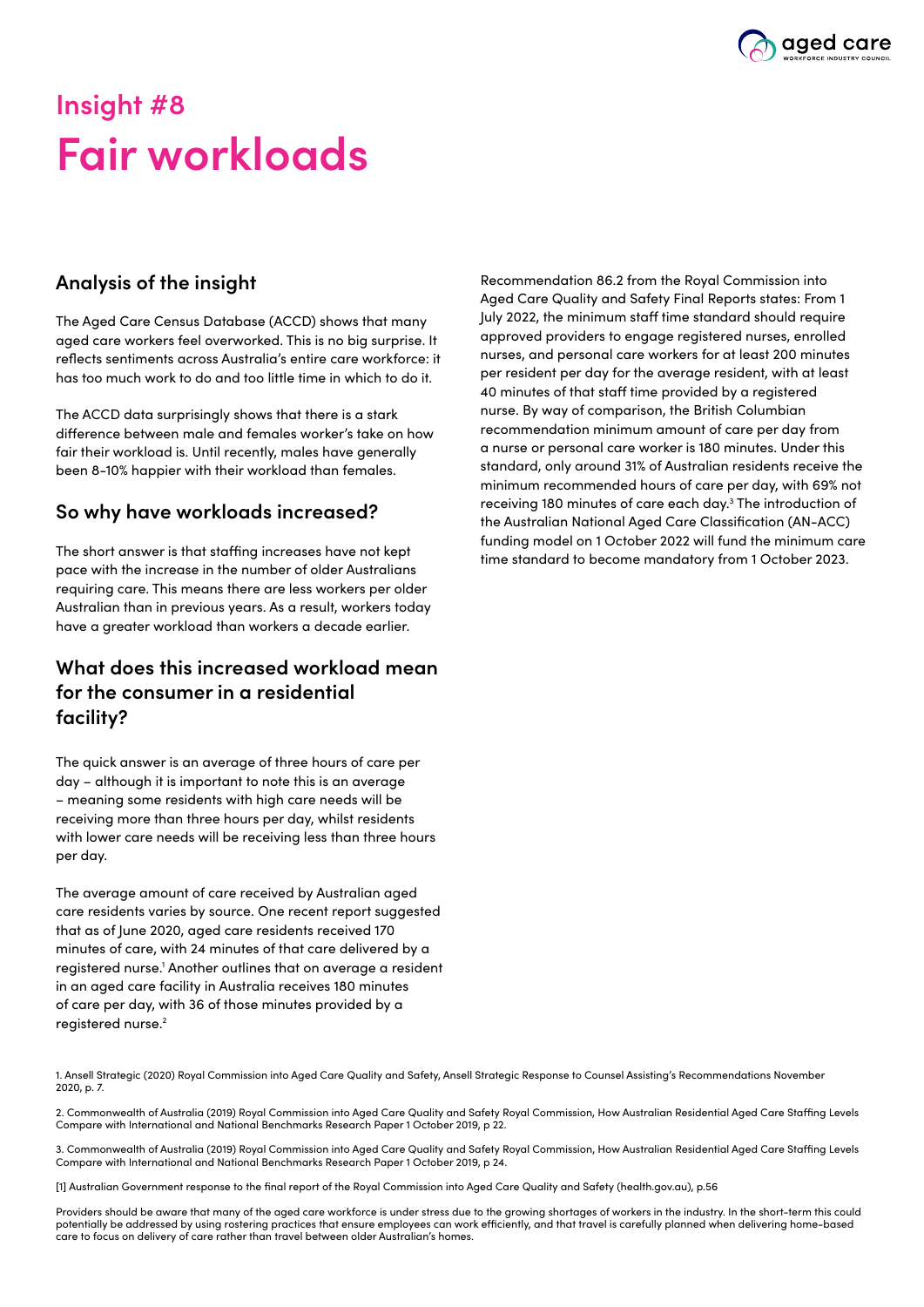## Insight #8

# Fair workloads

### Analysis of the insight

The Aged Care Census Database (ACCD) shows that many aged care workers feel overworked. This is no big surprise. It reflects sentiments across Australia's entire care workforce: it has too much work to do and too little time in which to do it.

The ACCD data surprisingly shows that there is a stark difference between male and females worker's take on how fair their workload is. Until recently, males have generally been 8-10% happier with their workload than females.

### So why have workloads increased?

The short answer is that staffing increases have not kept pace with the increase in the number of older Australians requiring care. This means there are less workers per older Australian than in previous years. As a result, workers today have a greater workload than workers a decade earlier.

### What does this increased workload mean for the consumer in a residential facility?

The quick answer is an average of three hours of care per day – although it is important to note this is an average – meaning some residents with high care needs will be receiving more than three hours per day, whilst residents with lower care needs will be receiving less than three hours per day.

The average amount of care received by Australian aged care residents varies by source. One recent report suggested that as of June 2020, aged care residents received 170 minutes of care, with 24 minutes of that care delivered by a registered nurse.[1] Another outlines that on average a resident in an aged care facility in Australia receives 180 minutes of care per day, with 36 of those minutes provided by a registered nurse.[2]

Recommendation 86.2 from the Royal Commission into Aged Care Quality and Safety Final Reports states: From 1 July 2022, the minimum staff time standard should require approved providers to engage registered nurses, enrolled nurses, and personal care workers for at least 200 minutes per resident per day for the average resident, with at least 40 minutes of that staff time provided by a registered nurse. By way of comparison, the British Columbian recommendation minimum amount of care per day from a nurse or personal care worker is 180 minutes. Under this standard, only around 31% of Australian residents receive the minimum recommended hours of care per day, with 69% not receiving 180 minutes of care each day.[3] The introduction of the Australian National Aged Care Classification (AN-ACC) funding model on 1 October 2022 will fund the minimum care time standard to become mandatory from 1 October 2023.

1. Ansell Strategic (2020) Royal Commission into Aged Care Quality and Safety, Ansell Strategic Response to Counsel Assisting's Recommendations November 2020, p. 7.

2. Commonwealth of Australia (2019) Royal Commission into Aged Care Quality and Safety Royal Commission, How Australian Residential Aged Care Staffing Levels Compare with International and National Benchmarks Research Paper 1 October 2019, p 22.

3. Commonwealth of Australia (2019) Royal Commission into Aged Care Quality and Safety Royal Commission, How Australian Residential Aged Care Staffing Levels Compare with International and National Benchmarks Research Paper 1 October 2019, p 24.

[1] Australian Government response to the final report of the Royal Commission into Aged Care Quality and Safety (health.gov.au), p.56

Providers should be aware that many of the aged care workforce is under stress due to the growing shortages of workers in the industry. In the short-term this could potentially be addressed by using rostering practices that ensure employees can work efficiently, and that travel is carefully planned when delivering home-based care to focus on delivery of care rather than travel between older Australian's homes.